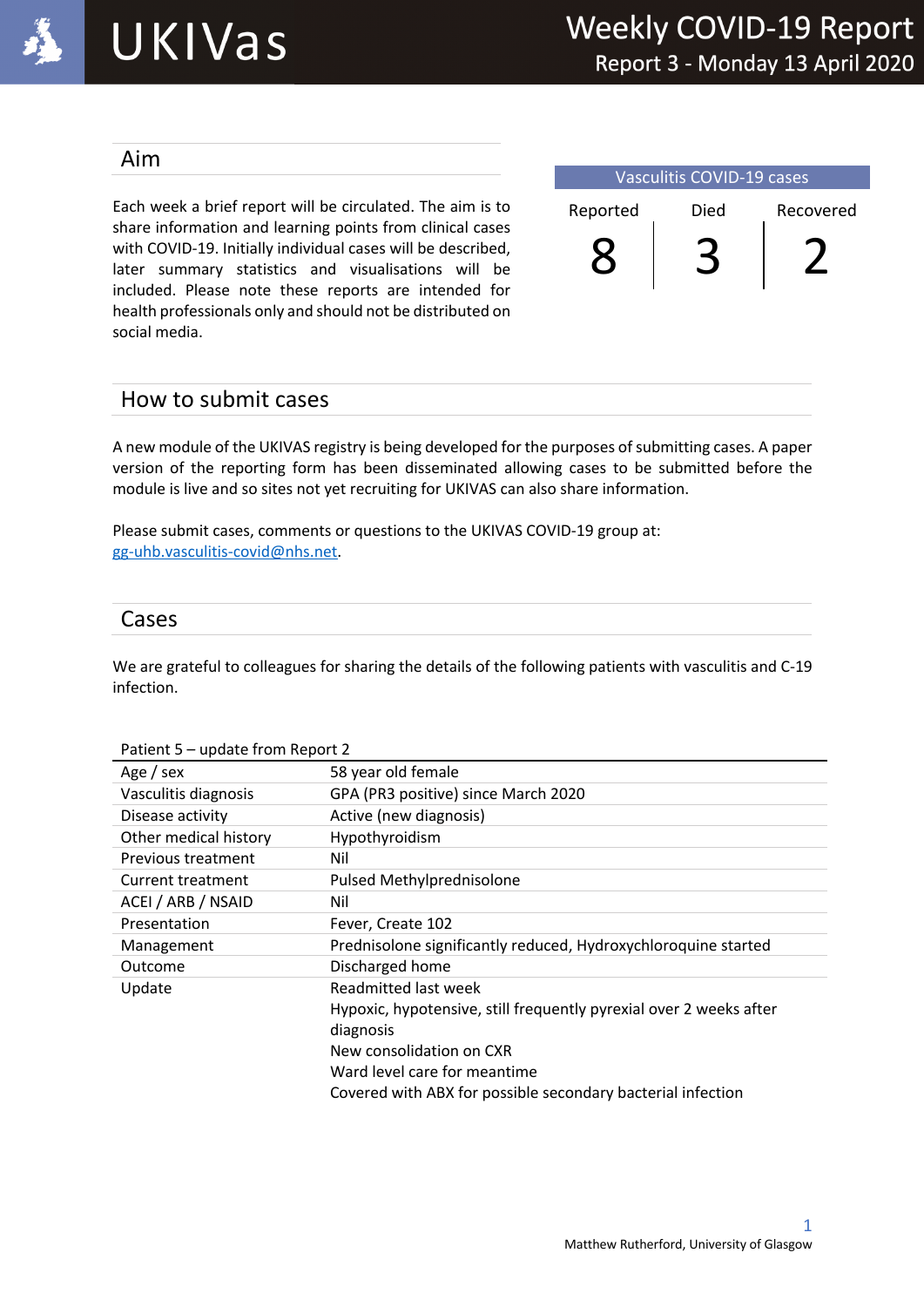# UKIVas

## Weekly COVID-19 Report

### Report 3 - Monday 13 April 2020

## Aim

Each week a brief report will be circulated. The aim is to share information and learning points from clinical cases with COVID-19. Initially individual cases will be described, later summary statistics and visualisations will be included. Please note these reports are intended for health professionals only and should not be distributed on social media.

| Vasculitis COVID-19 cases | | |
|---|---|---|
| Reported | Died | Recovered |
| 8 | 3 | 2 |

## How to submit cases

A new module of the UKIVAS registry is being developed for the purposes of submitting cases. A paper version of the reporting form has been disseminated allowing cases to be submitted before the module is live and so sites not yet recruiting for UKIVAS can also share information.

Please submit cases, comments or questions to the UKIVAS COVID-19 group at: gg-uhb.vasculitis-covid@nhs.net.

## Cases

We are grateful to colleagues for sharing the details of the following patients with vasculitis and C-19 infection.

Patient 5 – update from Report 2

| | |
|---|---|
| Age / sex | 58 year old female |
| Vasculitis diagnosis | GPA (PR3 positive) since March 2020 |
| Disease activity | Active (new diagnosis) |
| Other medical history | Hypothyroidism |
| Previous treatment | Nil |
| Current treatment | Pulsed Methylprednisolone |
| ACEI / ARB / NSAID | Nil |
| Presentation | Fever, Create 102 |
| Management | Prednisolone significantly reduced, Hydroxychloroquine started |
| Outcome | Discharged home |
| Update | Readmitted last week<br>Hypoxic, hypotensive, still frequently pyrexial over 2 weeks after diagnosis<br>New consolidation on CXR<br>Ward level care for meantime<br>Covered with ABX for possible secondary bacterial infection |

Matthew Rutherford, University of Glasgow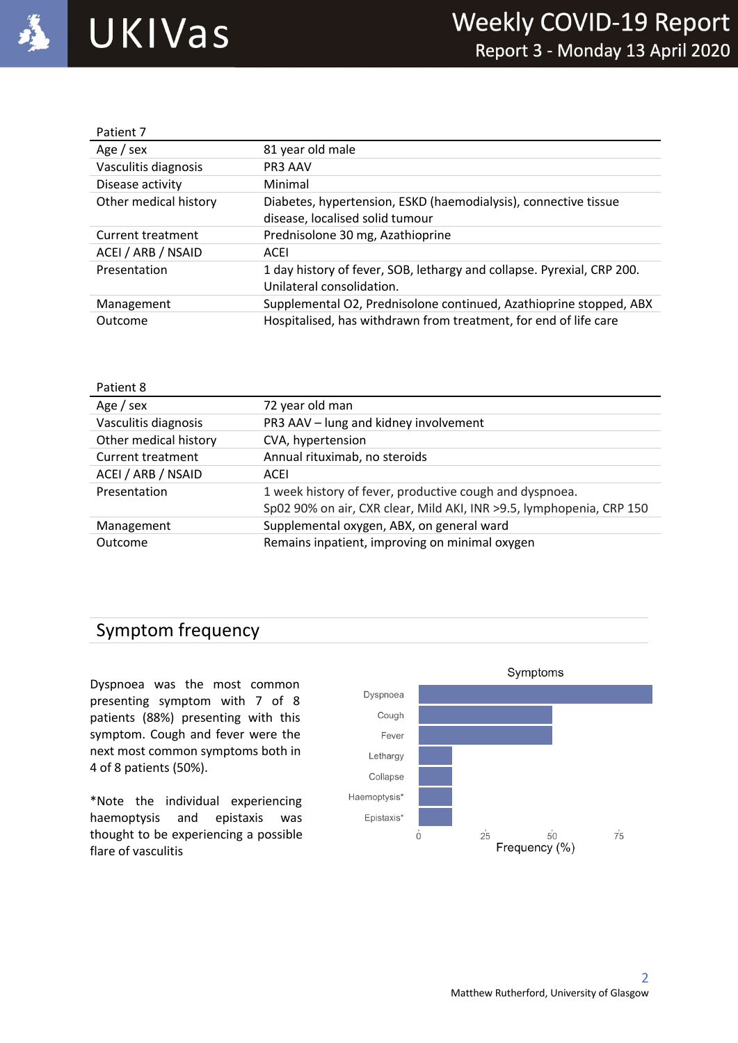| Patient 7 | |
|---|---|
| Age / sex | 81 year old male |
| Vasculitis diagnosis | PR3 AAV |
| Disease activity | Minimal |
| Other medical history | Diabetes, hypertension, ESKD (haemodialysis), connective tissue disease, localised solid tumour |
| Current treatment | Prednisolone 30 mg, Azathioprine |
| ACEI / ARB / NSAID | ACEI |
| Presentation | 1 day history of fever, SOB, lethargy and collapse. Pyrexial, CRP 200. Unilateral consolidation. |
| Management | Supplemental O2, Prednisolone continued, Azathioprine stopped, ABX |
| Outcome | Hospitalised, has withdrawn from treatment, for end of life care |

| Patient 8 | |
|---|---|
| Age / sex | 72 year old man |
| Vasculitis diagnosis | PR3 AAV – lung and kidney involvement |
| Other medical history | CVA, hypertension |
| Current treatment | Annual rituximab, no steroids |
| ACEI / ARB / NSAID | ACEI |
| Presentation | 1 week history of fever, productive cough and dyspnoea. Sp02 90% on air, CXR clear, Mild AKI, INR >9.5, lymphopenia, CRP 150 |
| Management | Supplemental oxygen, ABX, on general ward |
| Outcome | Remains inpatient, improving on minimal oxygen |

## Symptom frequency

Dyspnoea was the most common presenting symptom with 7 of 8 patients (88%) presenting with this symptom. Cough and fever were the next most common symptoms both in 4 of 8 patients (50%).

*Note the individual experiencing haemoptysis and epistaxis was thought to be experiencing a possible flare of vasculitis

**Symptoms**

| Symptom | Frequency (%) |
|---|---|
| Dyspnoea | 88 |
| Cough | 50 |
| Fever | 50 |
| Lethargy | 12.5 |
| Collapse | 12.5 |
| Haemoptysis* | 12.5 |
| Epistaxis* | 12.5 |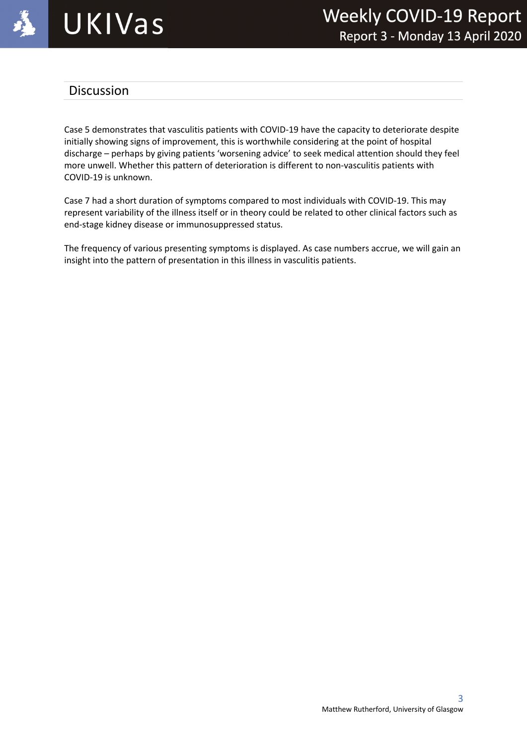## Discussion

Case 5 demonstrates that vasculitis patients with COVID-19 have the capacity to deteriorate despite initially showing signs of improvement, this is worthwhile considering at the point of hospital discharge – perhaps by giving patients 'worsening advice' to seek medical attention should they feel more unwell. Whether this pattern of deterioration is different to non-vasculitis patients with COVID-19 is unknown.

Case 7 had a short duration of symptoms compared to most individuals with COVID-19. This may represent variability of the illness itself or in theory could be related to other clinical factors such as end-stage kidney disease or immunosuppressed status.

The frequency of various presenting symptoms is displayed. As case numbers accrue, we will gain an insight into the pattern of presentation in this illness in vasculitis patients.

Matthew Rutherford, University of Glasgow